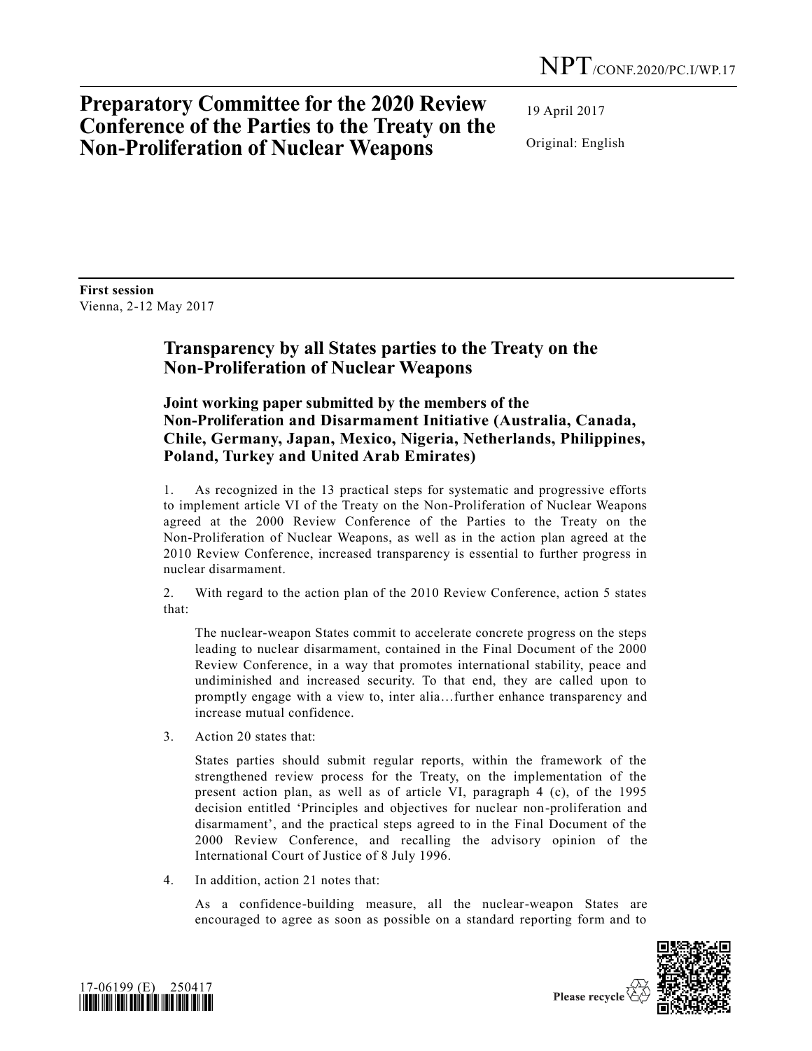NPT/CONF.2020/PC.I/WP.17

# Preparatory Committee for the 2020 Review Conference of the Parties to the Treaty on the Non-Proliferation of Nuclear Weapons

19 April 2017

Original: English

**First session**
Vienna, 2-12 May 2017

## Transparency by all States parties to the Treaty on the Non-Proliferation of Nuclear Weapons

### Joint working paper submitted by the members of the Non-Proliferation and Disarmament Initiative (Australia, Canada, Chile, Germany, Japan, Mexico, Nigeria, Netherlands, Philippines, Poland, Turkey and United Arab Emirates)

1. As recognized in the 13 practical steps for systematic and progressive efforts to implement article VI of the Treaty on the Non-Proliferation of Nuclear Weapons agreed at the 2000 Review Conference of the Parties to the Treaty on the Non-Proliferation of Nuclear Weapons, as well as in the action plan agreed at the 2010 Review Conference, increased transparency is essential to further progress in nuclear disarmament.

2. With regard to the action plan of the 2010 Review Conference, action 5 states that:

> The nuclear-weapon States commit to accelerate concrete progress on the steps leading to nuclear disarmament, contained in the Final Document of the 2000 Review Conference, in a way that promotes international stability, peace and undiminished and increased security. To that end, they are called upon to promptly engage with a view to, inter alia…further enhance transparency and increase mutual confidence.

3. Action 20 states that:

> States parties should submit regular reports, within the framework of the strengthened review process for the Treaty, on the implementation of the present action plan, as well as of article VI, paragraph 4 (c), of the 1995 decision entitled 'Principles and objectives for nuclear non-proliferation and disarmament', and the practical steps agreed to in the Final Document of the 2000 Review Conference, and recalling the advisory opinion of the International Court of Justice of 8 July 1996.

4. In addition, action 21 notes that:

> As a confidence-building measure, all the nuclear-weapon States are encouraged to agree as soon as possible on a standard reporting form and to

17-06199 (E) 250417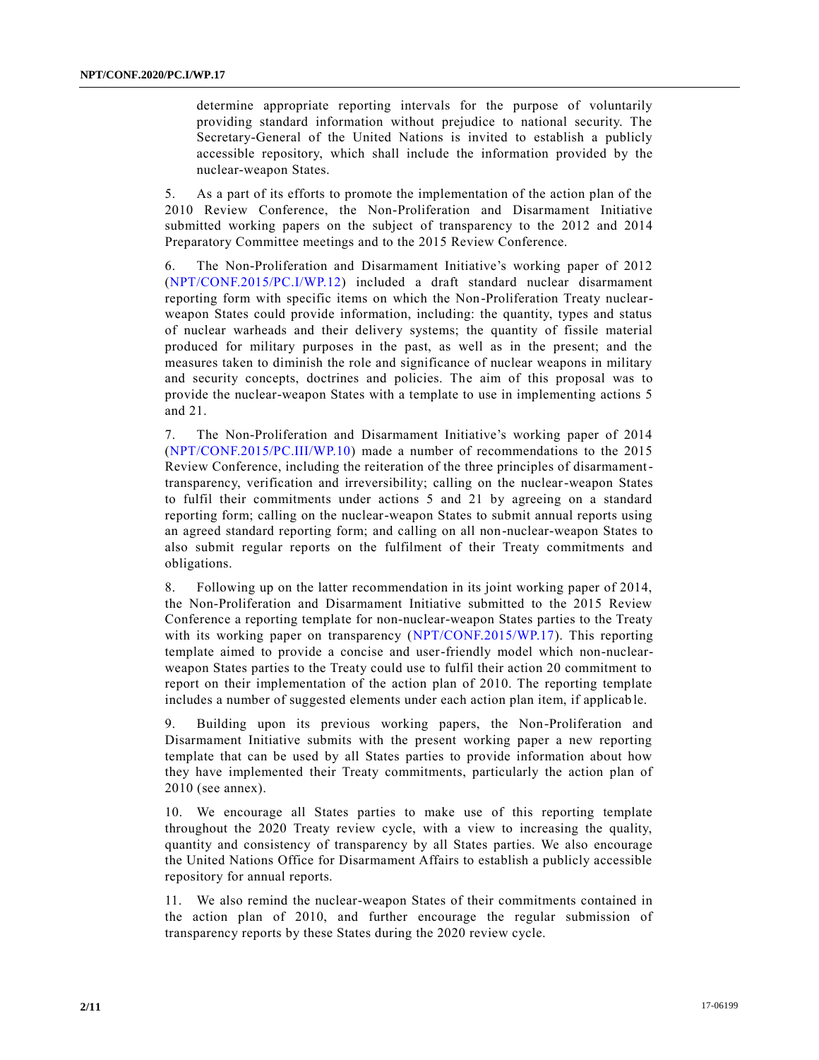determine appropriate reporting intervals for the purpose of voluntarily providing standard information without prejudice to national security. The Secretary-General of the United Nations is invited to establish a publicly accessible repository, which shall include the information provided by the nuclear-weapon States.

5. As a part of its efforts to promote the implementation of the action plan of the 2010 Review Conference, the Non-Proliferation and Disarmament Initiative submitted working papers on the subject of transparency to the 2012 and 2014 Preparatory Committee meetings and to the 2015 Review Conference.

6. The Non-Proliferation and Disarmament Initiative's working paper of 2012 (NPT/CONF.2015/PC.I/WP.12) included a draft standard nuclear disarmament reporting form with specific items on which the Non-Proliferation Treaty nuclear-weapon States could provide information, including: the quantity, types and status of nuclear warheads and their delivery systems; the quantity of fissile material produced for military purposes in the past, as well as in the present; and the measures taken to diminish the role and significance of nuclear weapons in military and security concepts, doctrines and policies. The aim of this proposal was to provide the nuclear-weapon States with a template to use in implementing actions 5 and 21.

7. The Non-Proliferation and Disarmament Initiative's working paper of 2014 (NPT/CONF.2015/PC.III/WP.10) made a number of recommendations to the 2015 Review Conference, including the reiteration of the three principles of disarmament-transparency, verification and irreversibility; calling on the nuclear-weapon States to fulfil their commitments under actions 5 and 21 by agreeing on a standard reporting form; calling on the nuclear-weapon States to submit annual reports using an agreed standard reporting form; and calling on all non-nuclear-weapon States to also submit regular reports on the fulfilment of their Treaty commitments and obligations.

8. Following up on the latter recommendation in its joint working paper of 2014, the Non-Proliferation and Disarmament Initiative submitted to the 2015 Review Conference a reporting template for non-nuclear-weapon States parties to the Treaty with its working paper on transparency (NPT/CONF.2015/WP.17). This reporting template aimed to provide a concise and user-friendly model which non-nuclear-weapon States parties to the Treaty could use to fulfil their action 20 commitment to report on their implementation of the action plan of 2010. The reporting template includes a number of suggested elements under each action plan item, if applicable.

9. Building upon its previous working papers, the Non-Proliferation and Disarmament Initiative submits with the present working paper a new reporting template that can be used by all States parties to provide information about how they have implemented their Treaty commitments, particularly the action plan of 2010 (see annex).

10. We encourage all States parties to make use of this reporting template throughout the 2020 Treaty review cycle, with a view to increasing the quality, quantity and consistency of transparency by all States parties. We also encourage the United Nations Office for Disarmament Affairs to establish a publicly accessible repository for annual reports.

11. We also remind the nuclear-weapon States of their commitments contained in the action plan of 2010, and further encourage the regular submission of transparency reports by these States during the 2020 review cycle.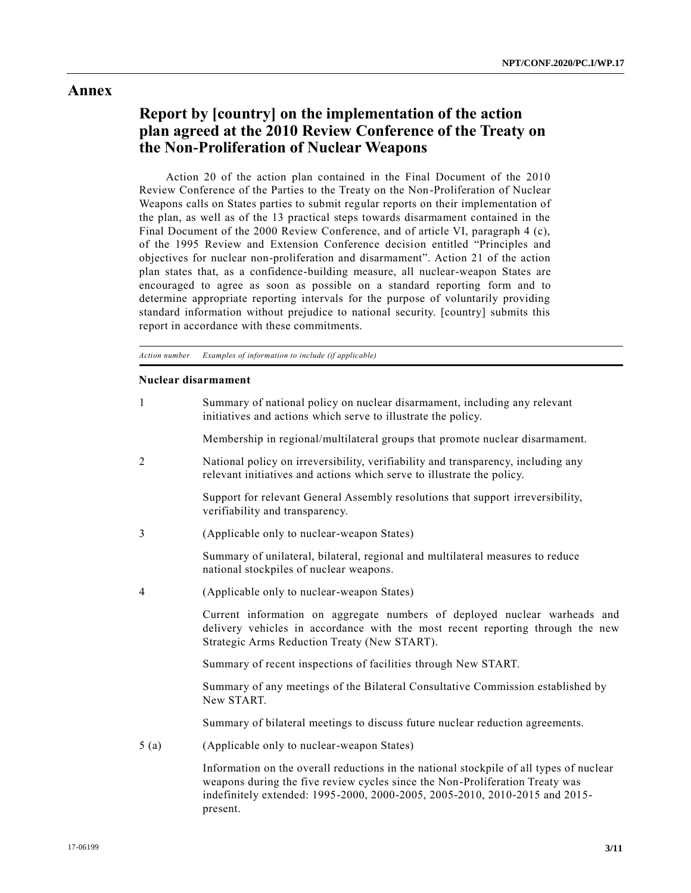# Annex

## Report by [country] on the implementation of the action plan agreed at the 2010 Review Conference of the Treaty on the Non-Proliferation of Nuclear Weapons

Action 20 of the action plan contained in the Final Document of the 2010 Review Conference of the Parties to the Treaty on the Non-Proliferation of Nuclear Weapons calls on States parties to submit regular reports on their implementation of the plan, as well as of the 13 practical steps towards disarmament contained in the Final Document of the 2000 Review Conference, and of article VI, paragraph 4 (c), of the 1995 Review and Extension Conference decision entitled "Principles and objectives for nuclear non-proliferation and disarmament". Action 21 of the action plan states that, as a confidence-building measure, all nuclear-weapon States are encouraged to agree as soon as possible on a standard reporting form and to determine appropriate reporting intervals for the purpose of voluntarily providing standard information without prejudice to national security. [country] submits this report in accordance with these commitments.

| *Action number* | *Examples of information to include (if applicable)* |
|---|---|
| **Nuclear disarmament** | |
| 1 | Summary of national policy on nuclear disarmament, including any relevant initiatives and actions which serve to illustrate the policy. |
| | Membership in regional/multilateral groups that promote nuclear disarmament. |
| 2 | National policy on irreversibility, verifiability and transparency, including any relevant initiatives and actions which serve to illustrate the policy. |
| | Support for relevant General Assembly resolutions that support irreversibility, verifiability and transparency. |
| 3 | (Applicable only to nuclear-weapon States) |
| | Summary of unilateral, bilateral, regional and multilateral measures to reduce national stockpiles of nuclear weapons. |
| 4 | (Applicable only to nuclear-weapon States) |
| | Current information on aggregate numbers of deployed nuclear warheads and delivery vehicles in accordance with the most recent reporting through the new Strategic Arms Reduction Treaty (New START). |
| | Summary of recent inspections of facilities through New START. |
| | Summary of any meetings of the Bilateral Consultative Commission established by New START. |
| | Summary of bilateral meetings to discuss future nuclear reduction agreements. |
| 5 (a) | (Applicable only to nuclear-weapon States) |
| | Information on the overall reductions in the national stockpile of all types of nuclear weapons during the five review cycles since the Non-Proliferation Treaty was indefinitely extended: 1995-2000, 2000-2005, 2005-2010, 2010-2015 and 2015-present. |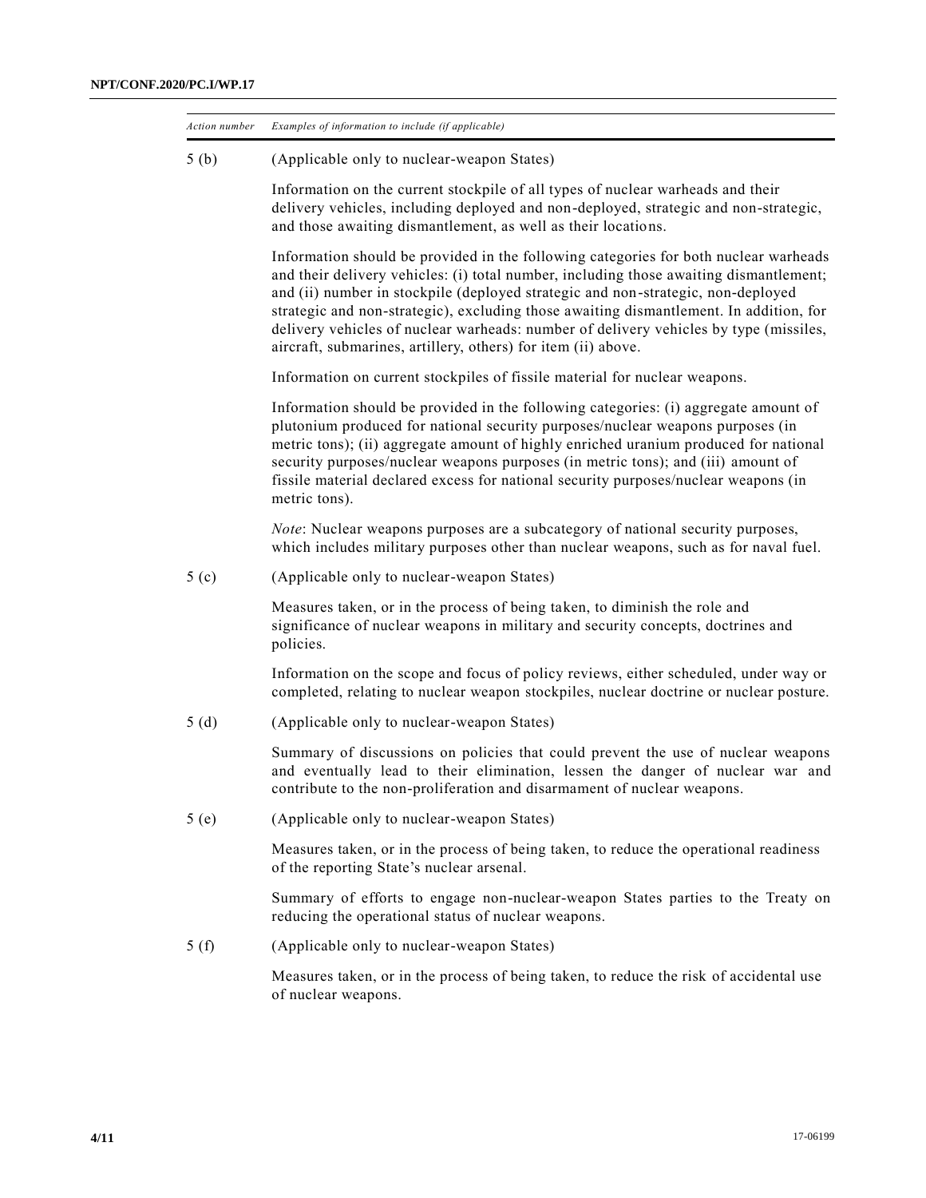| *Action number* | *Examples of information to include (if applicable)* |
|---|---|
| 5 (b) | (Applicable only to nuclear-weapon States)<br><br>Information on the current stockpile of all types of nuclear warheads and their delivery vehicles, including deployed and non-deployed, strategic and non-strategic, and those awaiting dismantlement, as well as their locations.<br><br>Information should be provided in the following categories for both nuclear warheads and their delivery vehicles: (i) total number, including those awaiting dismantlement; and (ii) number in stockpile (deployed strategic and non-strategic, non-deployed strategic and non-strategic), excluding those awaiting dismantlement. In addition, for delivery vehicles of nuclear warheads: number of delivery vehicles by type (missiles, aircraft, submarines, artillery, others) for item (ii) above.<br><br>Information on current stockpiles of fissile material for nuclear weapons.<br><br>Information should be provided in the following categories: (i) aggregate amount of plutonium produced for national security purposes/nuclear weapons purposes (in metric tons); (ii) aggregate amount of highly enriched uranium produced for national security purposes/nuclear weapons purposes (in metric tons); and (iii) amount of fissile material declared excess for national security purposes/nuclear weapons (in metric tons).<br><br>*Note*: Nuclear weapons purposes are a subcategory of national security purposes, which includes military purposes other than nuclear weapons, such as for naval fuel. |
| 5 (c) | (Applicable only to nuclear-weapon States)<br><br>Measures taken, or in the process of being taken, to diminish the role and significance of nuclear weapons in military and security concepts, doctrines and policies.<br><br>Information on the scope and focus of policy reviews, either scheduled, under way or completed, relating to nuclear weapon stockpiles, nuclear doctrine or nuclear posture. |
| 5 (d) | (Applicable only to nuclear-weapon States)<br><br>Summary of discussions on policies that could prevent the use of nuclear weapons and eventually lead to their elimination, lessen the danger of nuclear war and contribute to the non-proliferation and disarmament of nuclear weapons. |
| 5 (e) | (Applicable only to nuclear-weapon States)<br><br>Measures taken, or in the process of being taken, to reduce the operational readiness of the reporting State's nuclear arsenal.<br><br>Summary of efforts to engage non-nuclear-weapon States parties to the Treaty on reducing the operational status of nuclear weapons. |
| 5 (f) | (Applicable only to nuclear-weapon States)<br><br>Measures taken, or in the process of being taken, to reduce the risk of accidental use of nuclear weapons. |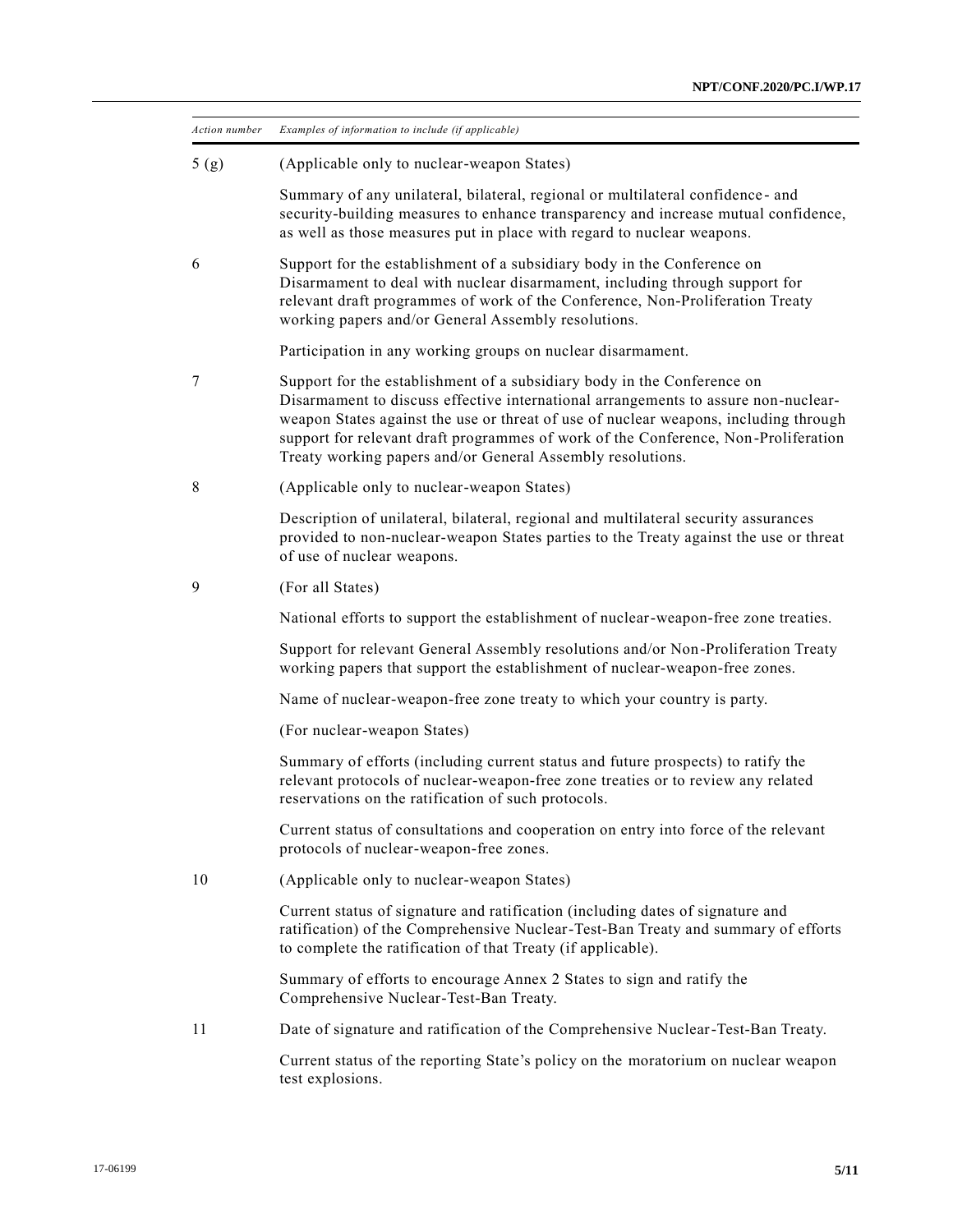| *Action number* | *Examples of information to include (if applicable)* |
|---|---|
| 5 (g) | (Applicable only to nuclear-weapon States) |
| | Summary of any unilateral, bilateral, regional or multilateral confidence- and security-building measures to enhance transparency and increase mutual confidence, as well as those measures put in place with regard to nuclear weapons. |
| 6 | Support for the establishment of a subsidiary body in the Conference on Disarmament to deal with nuclear disarmament, including through support for relevant draft programmes of work of the Conference, Non-Proliferation Treaty working papers and/or General Assembly resolutions. |
| | Participation in any working groups on nuclear disarmament. |
| 7 | Support for the establishment of a subsidiary body in the Conference on Disarmament to discuss effective international arrangements to assure non-nuclear-weapon States against the use or threat of use of nuclear weapons, including through support for relevant draft programmes of work of the Conference, Non-Proliferation Treaty working papers and/or General Assembly resolutions. |
| 8 | (Applicable only to nuclear-weapon States) |
| | Description of unilateral, bilateral, regional and multilateral security assurances provided to non-nuclear-weapon States parties to the Treaty against the use or threat of use of nuclear weapons. |
| 9 | (For all States) |
| | National efforts to support the establishment of nuclear-weapon-free zone treaties. |
| | Support for relevant General Assembly resolutions and/or Non-Proliferation Treaty working papers that support the establishment of nuclear-weapon-free zones. |
| | Name of nuclear-weapon-free zone treaty to which your country is party. |
| | (For nuclear-weapon States) |
| | Summary of efforts (including current status and future prospects) to ratify the relevant protocols of nuclear-weapon-free zone treaties or to review any related reservations on the ratification of such protocols. |
| | Current status of consultations and cooperation on entry into force of the relevant protocols of nuclear-weapon-free zones. |
| 10 | (Applicable only to nuclear-weapon States) |
| | Current status of signature and ratification (including dates of signature and ratification) of the Comprehensive Nuclear-Test-Ban Treaty and summary of efforts to complete the ratification of that Treaty (if applicable). |
| | Summary of efforts to encourage Annex 2 States to sign and ratify the Comprehensive Nuclear-Test-Ban Treaty. |
| 11 | Date of signature and ratification of the Comprehensive Nuclear-Test-Ban Treaty. |
| | Current status of the reporting State's policy on the moratorium on nuclear weapon test explosions. |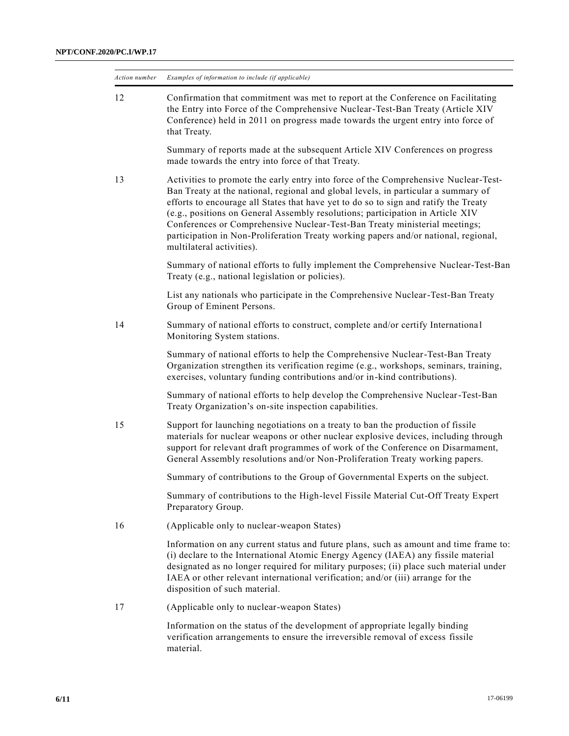| *Action number* | *Examples of information to include (if applicable)* |
|---|---|
| 12 | Confirmation that commitment was met to report at the Conference on Facilitating the Entry into Force of the Comprehensive Nuclear-Test-Ban Treaty (Article XIV Conference) held in 2011 on progress made towards the urgent entry into force of that Treaty. |
| | Summary of reports made at the subsequent Article XIV Conferences on progress made towards the entry into force of that Treaty. |
| 13 | Activities to promote the early entry into force of the Comprehensive Nuclear-Test-Ban Treaty at the national, regional and global levels, in particular a summary of efforts to encourage all States that have yet to do so to sign and ratify the Treaty (e.g., positions on General Assembly resolutions; participation in Article XIV Conferences or Comprehensive Nuclear-Test-Ban Treaty ministerial meetings; participation in Non-Proliferation Treaty working papers and/or national, regional, multilateral activities). |
| | Summary of national efforts to fully implement the Comprehensive Nuclear-Test-Ban Treaty (e.g., national legislation or policies). |
| | List any nationals who participate in the Comprehensive Nuclear-Test-Ban Treaty Group of Eminent Persons. |
| 14 | Summary of national efforts to construct, complete and/or certify International Monitoring System stations. |
| | Summary of national efforts to help the Comprehensive Nuclear-Test-Ban Treaty Organization strengthen its verification regime (e.g., workshops, seminars, training, exercises, voluntary funding contributions and/or in-kind contributions). |
| | Summary of national efforts to help develop the Comprehensive Nuclear-Test-Ban Treaty Organization's on-site inspection capabilities. |
| 15 | Support for launching negotiations on a treaty to ban the production of fissile materials for nuclear weapons or other nuclear explosive devices, including through support for relevant draft programmes of work of the Conference on Disarmament, General Assembly resolutions and/or Non-Proliferation Treaty working papers. |
| | Summary of contributions to the Group of Governmental Experts on the subject. |
| | Summary of contributions to the High-level Fissile Material Cut-Off Treaty Expert Preparatory Group. |
| 16 | (Applicable only to nuclear-weapon States) |
| | Information on any current status and future plans, such as amount and time frame to: (i) declare to the International Atomic Energy Agency (IAEA) any fissile material designated as no longer required for military purposes; (ii) place such material under IAEA or other relevant international verification; and/or (iii) arrange for the disposition of such material. |
| 17 | (Applicable only to nuclear-weapon States) |
| | Information on the status of the development of appropriate legally binding verification arrangements to ensure the irreversible removal of excess fissile material. |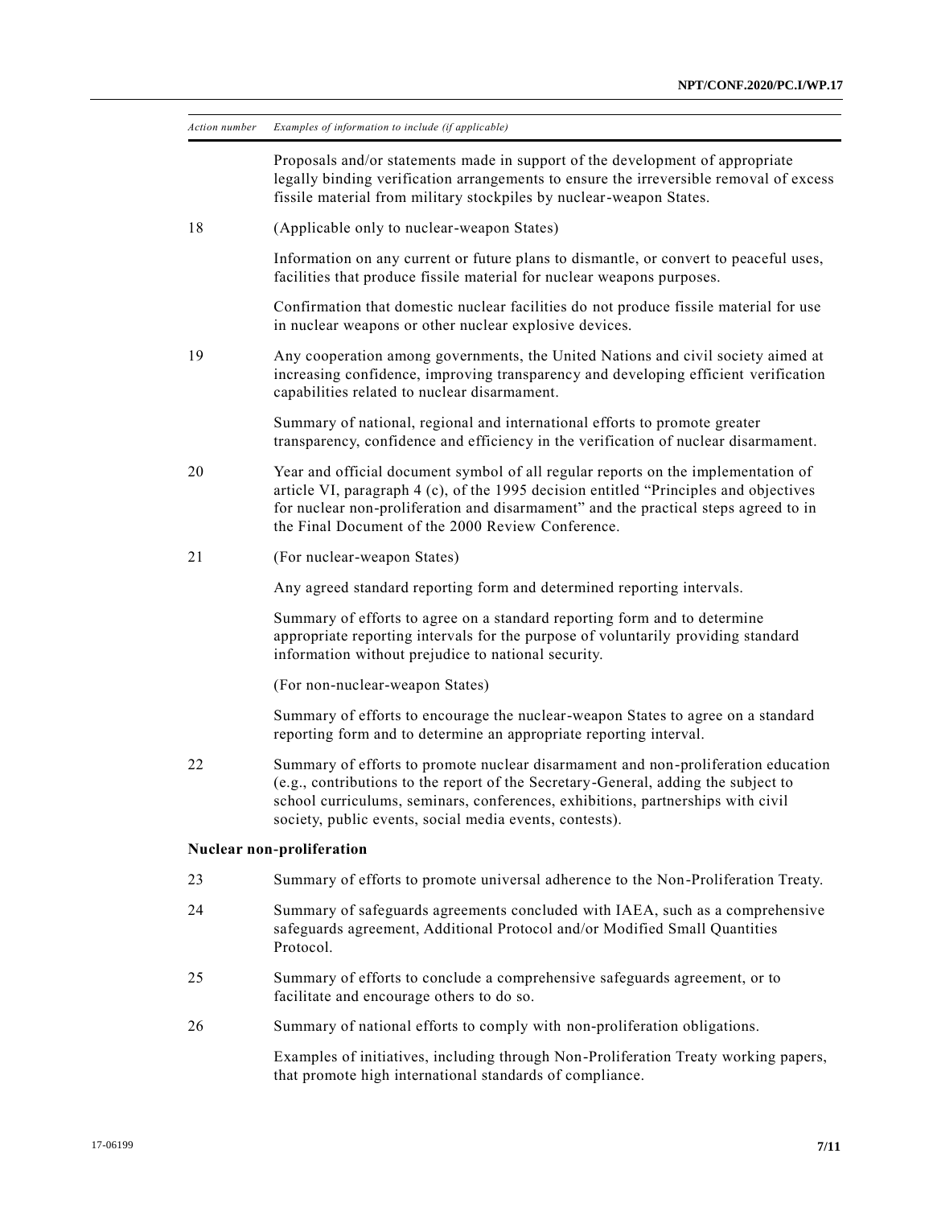| Action number | Examples of information to include (if applicable) |
|---|---|
| | Proposals and/or statements made in support of the development of appropriate legally binding verification arrangements to ensure the irreversible removal of excess fissile material from military stockpiles by nuclear-weapon States. |
| 18 | (Applicable only to nuclear-weapon States) |
| | Information on any current or future plans to dismantle, or convert to peaceful uses, facilities that produce fissile material for nuclear weapons purposes. |
| | Confirmation that domestic nuclear facilities do not produce fissile material for use in nuclear weapons or other nuclear explosive devices. |
| 19 | Any cooperation among governments, the United Nations and civil society aimed at increasing confidence, improving transparency and developing efficient verification capabilities related to nuclear disarmament. |
| | Summary of national, regional and international efforts to promote greater transparency, confidence and efficiency in the verification of nuclear disarmament. |
| 20 | Year and official document symbol of all regular reports on the implementation of article VI, paragraph 4 (c), of the 1995 decision entitled "Principles and objectives for nuclear non-proliferation and disarmament" and the practical steps agreed to in the Final Document of the 2000 Review Conference. |
| 21 | (For nuclear-weapon States) |
| | Any agreed standard reporting form and determined reporting intervals. |
| | Summary of efforts to agree on a standard reporting form and to determine appropriate reporting intervals for the purpose of voluntarily providing standard information without prejudice to national security. |
| | (For non-nuclear-weapon States) |
| | Summary of efforts to encourage the nuclear-weapon States to agree on a standard reporting form and to determine an appropriate reporting interval. |
| 22 | Summary of efforts to promote nuclear disarmament and non-proliferation education (e.g., contributions to the report of the Secretary-General, adding the subject to school curriculums, seminars, conferences, exhibitions, partnerships with civil society, public events, social media events, contests). |
| **Nuclear non-proliferation** | |
| 23 | Summary of efforts to promote universal adherence to the Non-Proliferation Treaty. |
| 24 | Summary of safeguards agreements concluded with IAEA, such as a comprehensive safeguards agreement, Additional Protocol and/or Modified Small Quantities Protocol. |
| 25 | Summary of efforts to conclude a comprehensive safeguards agreement, or to facilitate and encourage others to do so. |
| 26 | Summary of national efforts to comply with non-proliferation obligations. |
| | Examples of initiatives, including through Non-Proliferation Treaty working papers, that promote high international standards of compliance. |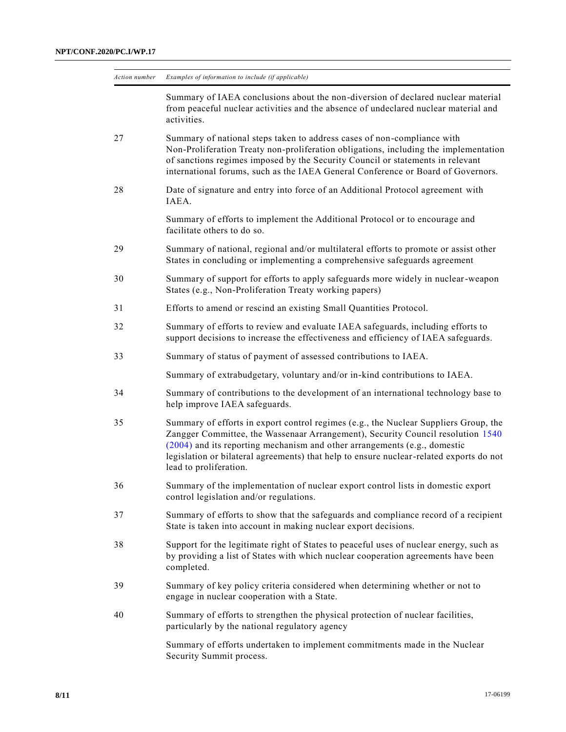| Action number | Examples of information to include (if applicable) |
| --- | --- |
| | Summary of IAEA conclusions about the non-diversion of declared nuclear material from peaceful nuclear activities and the absence of undeclared nuclear material and activities. |
| 27 | Summary of national steps taken to address cases of non-compliance with Non-Proliferation Treaty non-proliferation obligations, including the implementation of sanctions regimes imposed by the Security Council or statements in relevant international forums, such as the IAEA General Conference or Board of Governors. |
| 28 | Date of signature and entry into force of an Additional Protocol agreement with IAEA. |
| | Summary of efforts to implement the Additional Protocol or to encourage and facilitate others to do so. |
| 29 | Summary of national, regional and/or multilateral efforts to promote or assist other States in concluding or implementing a comprehensive safeguards agreement |
| 30 | Summary of support for efforts to apply safeguards more widely in nuclear-weapon States (e.g., Non-Proliferation Treaty working papers) |
| 31 | Efforts to amend or rescind an existing Small Quantities Protocol. |
| 32 | Summary of efforts to review and evaluate IAEA safeguards, including efforts to support decisions to increase the effectiveness and efficiency of IAEA safeguards. |
| 33 | Summary of status of payment of assessed contributions to IAEA. |
| | Summary of extrabudgetary, voluntary and/or in-kind contributions to IAEA. |
| 34 | Summary of contributions to the development of an international technology base to help improve IAEA safeguards. |
| 35 | Summary of efforts in export control regimes (e.g., the Nuclear Suppliers Group, the Zangger Committee, the Wassenaar Arrangement), Security Council resolution 1540 (2004) and its reporting mechanism and other arrangements (e.g., domestic legislation or bilateral agreements) that help to ensure nuclear-related exports do not lead to proliferation. |
| 36 | Summary of the implementation of nuclear export control lists in domestic export control legislation and/or regulations. |
| 37 | Summary of efforts to show that the safeguards and compliance record of a recipient State is taken into account in making nuclear export decisions. |
| 38 | Support for the legitimate right of States to peaceful uses of nuclear energy, such as by providing a list of States with which nuclear cooperation agreements have been completed. |
| 39 | Summary of key policy criteria considered when determining whether or not to engage in nuclear cooperation with a State. |
| 40 | Summary of efforts to strengthen the physical protection of nuclear facilities, particularly by the national regulatory agency |
| | Summary of efforts undertaken to implement commitments made in the Nuclear Security Summit process. |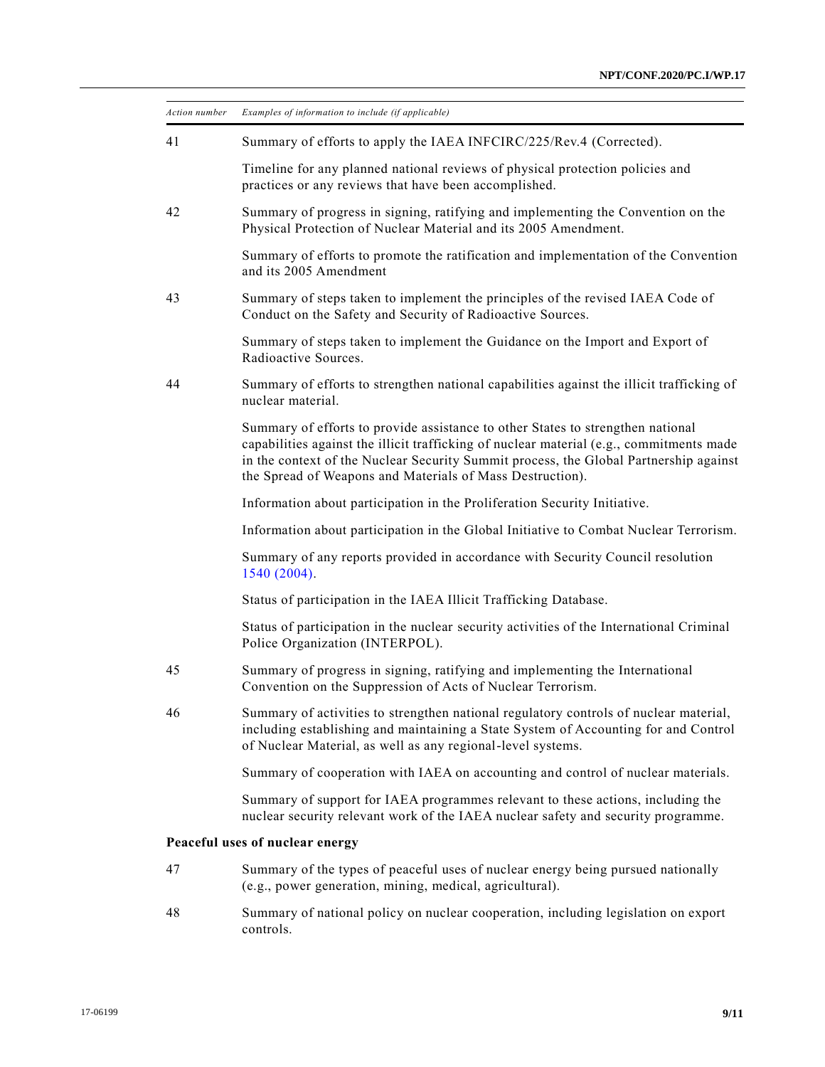| *Action number* | *Examples of information to include (if applicable)* |
| --- | --- |
| 41 | Summary of efforts to apply the IAEA INFCIRC/225/Rev.4 (Corrected). |
| | Timeline for any planned national reviews of physical protection policies and practices or any reviews that have been accomplished. |
| 42 | Summary of progress in signing, ratifying and implementing the Convention on the Physical Protection of Nuclear Material and its 2005 Amendment. |
| | Summary of efforts to promote the ratification and implementation of the Convention and its 2005 Amendment |
| 43 | Summary of steps taken to implement the principles of the revised IAEA Code of Conduct on the Safety and Security of Radioactive Sources. |
| | Summary of steps taken to implement the Guidance on the Import and Export of Radioactive Sources. |
| 44 | Summary of efforts to strengthen national capabilities against the illicit trafficking of nuclear material. |
| | Summary of efforts to provide assistance to other States to strengthen national capabilities against the illicit trafficking of nuclear material (e.g., commitments made in the context of the Nuclear Security Summit process, the Global Partnership against the Spread of Weapons and Materials of Mass Destruction). |
| | Information about participation in the Proliferation Security Initiative. |
| | Information about participation in the Global Initiative to Combat Nuclear Terrorism. |
| | Summary of any reports provided in accordance with Security Council resolution 1540 (2004). |
| | Status of participation in the IAEA Illicit Trafficking Database. |
| | Status of participation in the nuclear security activities of the International Criminal Police Organization (INTERPOL). |
| 45 | Summary of progress in signing, ratifying and implementing the International Convention on the Suppression of Acts of Nuclear Terrorism. |
| 46 | Summary of activities to strengthen national regulatory controls of nuclear material, including establishing and maintaining a State System of Accounting for and Control of Nuclear Material, as well as any regional-level systems. |
| | Summary of cooperation with IAEA on accounting and control of nuclear materials. |
| | Summary of support for IAEA programmes relevant to these actions, including the nuclear security relevant work of the IAEA nuclear safety and security programme. |
| **Peaceful uses of nuclear energy** | |
| 47 | Summary of the types of peaceful uses of nuclear energy being pursued nationally (e.g., power generation, mining, medical, agricultural). |
| 48 | Summary of national policy on nuclear cooperation, including legislation on export controls. |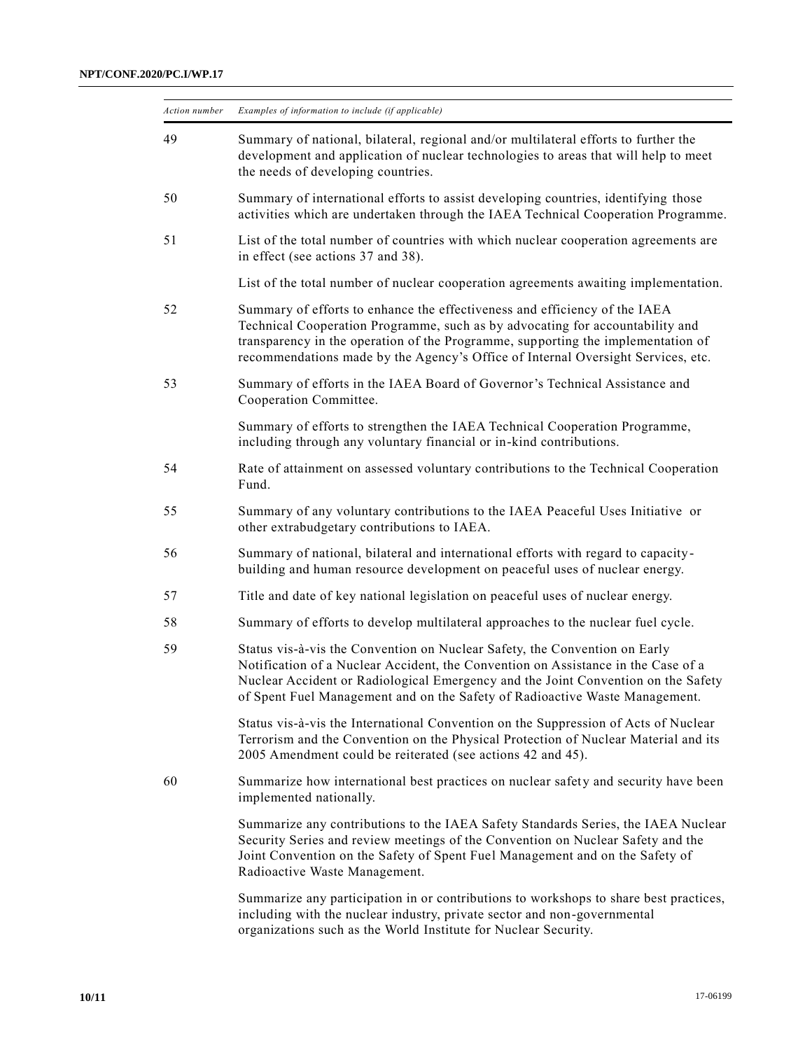| *Action number* | *Examples of information to include (if applicable)* |
|---|---|
| 49 | Summary of national, bilateral, regional and/or multilateral efforts to further the development and application of nuclear technologies to areas that will help to meet the needs of developing countries. |
| 50 | Summary of international efforts to assist developing countries, identifying those activities which are undertaken through the IAEA Technical Cooperation Programme. |
| 51 | List of the total number of countries with which nuclear cooperation agreements are in effect (see actions 37 and 38). |
| | List of the total number of nuclear cooperation agreements awaiting implementation. |
| 52 | Summary of efforts to enhance the effectiveness and efficiency of the IAEA Technical Cooperation Programme, such as by advocating for accountability and transparency in the operation of the Programme, supporting the implementation of recommendations made by the Agency's Office of Internal Oversight Services, etc. |
| 53 | Summary of efforts in the IAEA Board of Governor's Technical Assistance and Cooperation Committee. |
| | Summary of efforts to strengthen the IAEA Technical Cooperation Programme, including through any voluntary financial or in-kind contributions. |
| 54 | Rate of attainment on assessed voluntary contributions to the Technical Cooperation Fund. |
| 55 | Summary of any voluntary contributions to the IAEA Peaceful Uses Initiative or other extrabudgetary contributions to IAEA. |
| 56 | Summary of national, bilateral and international efforts with regard to capacity-building and human resource development on peaceful uses of nuclear energy. |
| 57 | Title and date of key national legislation on peaceful uses of nuclear energy. |
| 58 | Summary of efforts to develop multilateral approaches to the nuclear fuel cycle. |
| 59 | Status vis-à-vis the Convention on Nuclear Safety, the Convention on Early Notification of a Nuclear Accident, the Convention on Assistance in the Case of a Nuclear Accident or Radiological Emergency and the Joint Convention on the Safety of Spent Fuel Management and on the Safety of Radioactive Waste Management. |
| | Status vis-à-vis the International Convention on the Suppression of Acts of Nuclear Terrorism and the Convention on the Physical Protection of Nuclear Material and its 2005 Amendment could be reiterated (see actions 42 and 45). |
| 60 | Summarize how international best practices on nuclear safety and security have been implemented nationally. |
| | Summarize any contributions to the IAEA Safety Standards Series, the IAEA Nuclear Security Series and review meetings of the Convention on Nuclear Safety and the Joint Convention on the Safety of Spent Fuel Management and on the Safety of Radioactive Waste Management. |
| | Summarize any participation in or contributions to workshops to share best practices, including with the nuclear industry, private sector and non-governmental organizations such as the World Institute for Nuclear Security. |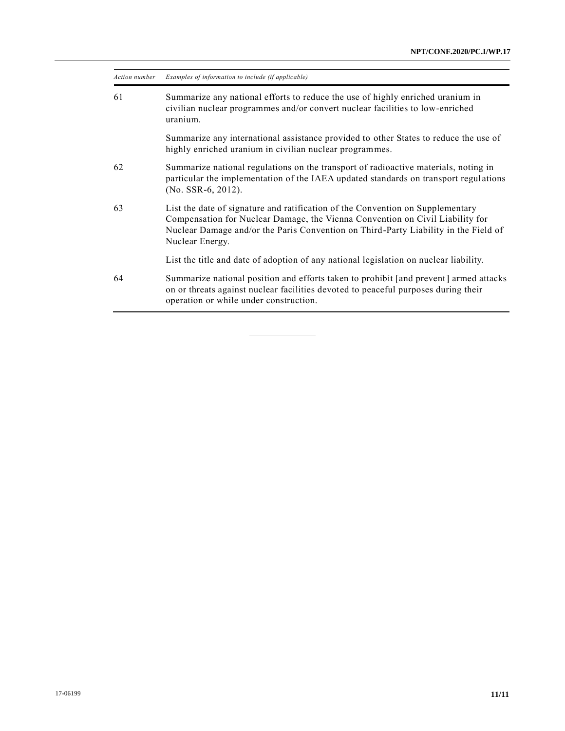| *Action number* | *Examples of information to include (if applicable)* |
| --- | --- |
| 61 | Summarize any national efforts to reduce the use of highly enriched uranium in civilian nuclear programmes and/or convert nuclear facilities to low-enriched uranium. |
| | Summarize any international assistance provided to other States to reduce the use of highly enriched uranium in civilian nuclear programmes. |
| 62 | Summarize national regulations on the transport of radioactive materials, noting in particular the implementation of the IAEA updated standards on transport regulations (No. SSR-6, 2012). |
| 63 | List the date of signature and ratification of the Convention on Supplementary Compensation for Nuclear Damage, the Vienna Convention on Civil Liability for Nuclear Damage and/or the Paris Convention on Third-Party Liability in the Field of Nuclear Energy. |
| | List the title and date of adoption of any national legislation on nuclear liability. |
| 64 | Summarize national position and efforts taken to prohibit [and prevent] armed attacks on or threats against nuclear facilities devoted to peaceful purposes during their operation or while under construction. |